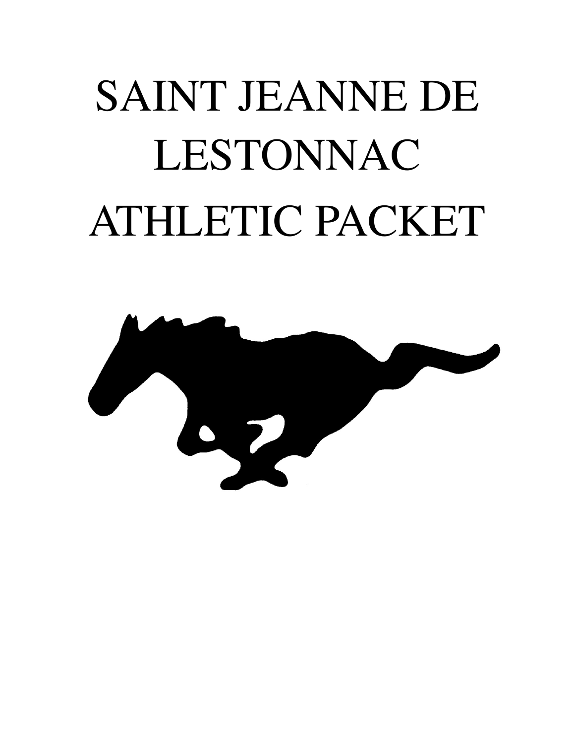# SAINT JEANNE DE LESTONNAC ATHLETIC PACKET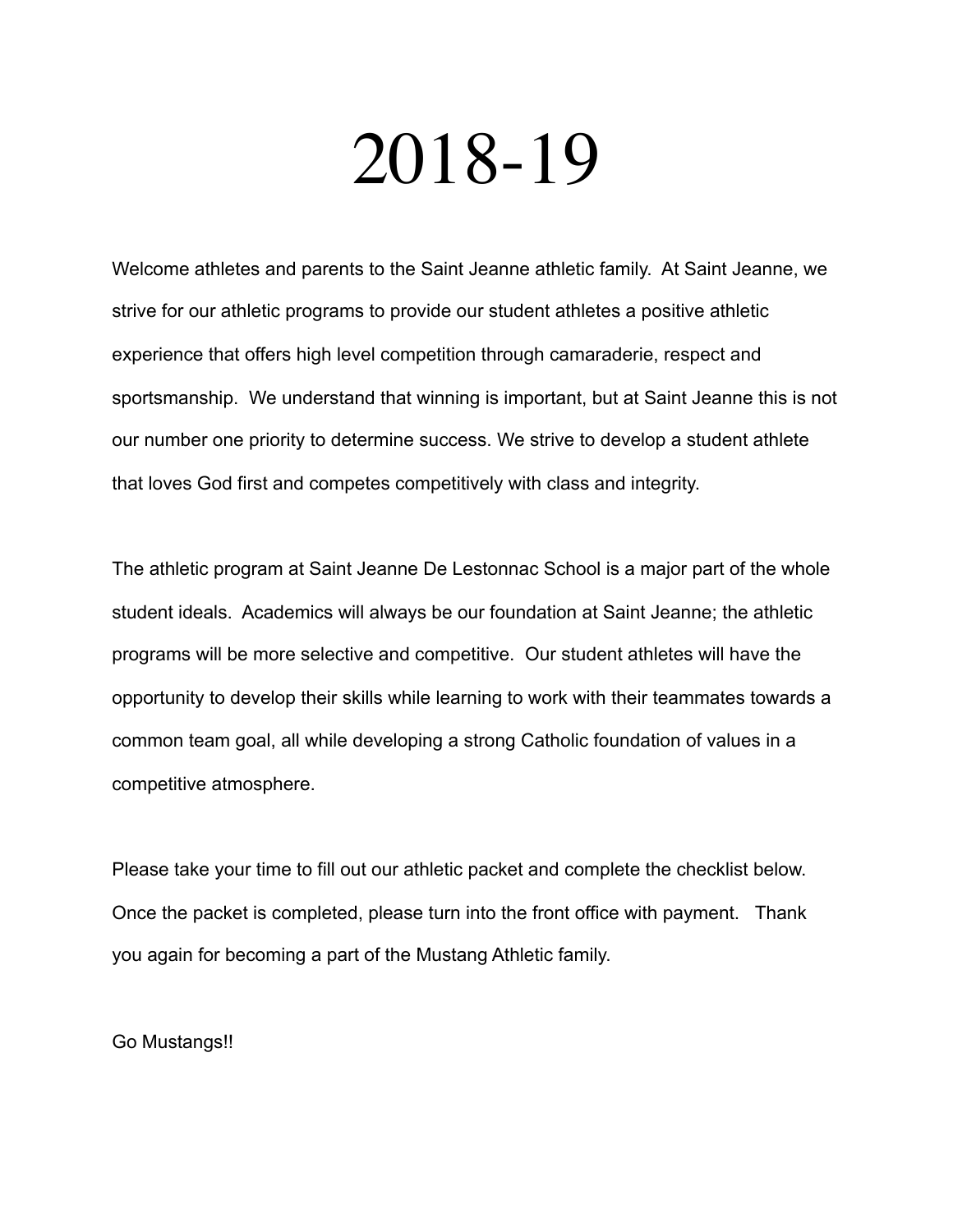# 2018-19

Welcome athletes and parents to the Saint Jeanne athletic family. At Saint Jeanne, we strive for our athletic programs to provide our student athletes a positive athletic experience that offers high level competition through camaraderie, respect and sportsmanship. We understand that winning is important, but at Saint Jeanne this is not our number one priority to determine success. We strive to develop a student athlete that loves God first and competes competitively with class and integrity.

The athletic program at Saint Jeanne De Lestonnac School is a major part of the whole student ideals. Academics will always be our foundation at Saint Jeanne; the athletic programs will be more selective and competitive. Our student athletes will have the opportunity to develop their skills while learning to work with their teammates towards a common team goal, all while developing a strong Catholic foundation of values in a competitive atmosphere.

Please take your time to fill out our athletic packet and complete the checklist below. Once the packet is completed, please turn into the front office with payment. Thank you again for becoming a part of the Mustang Athletic family.

Go Mustangs!!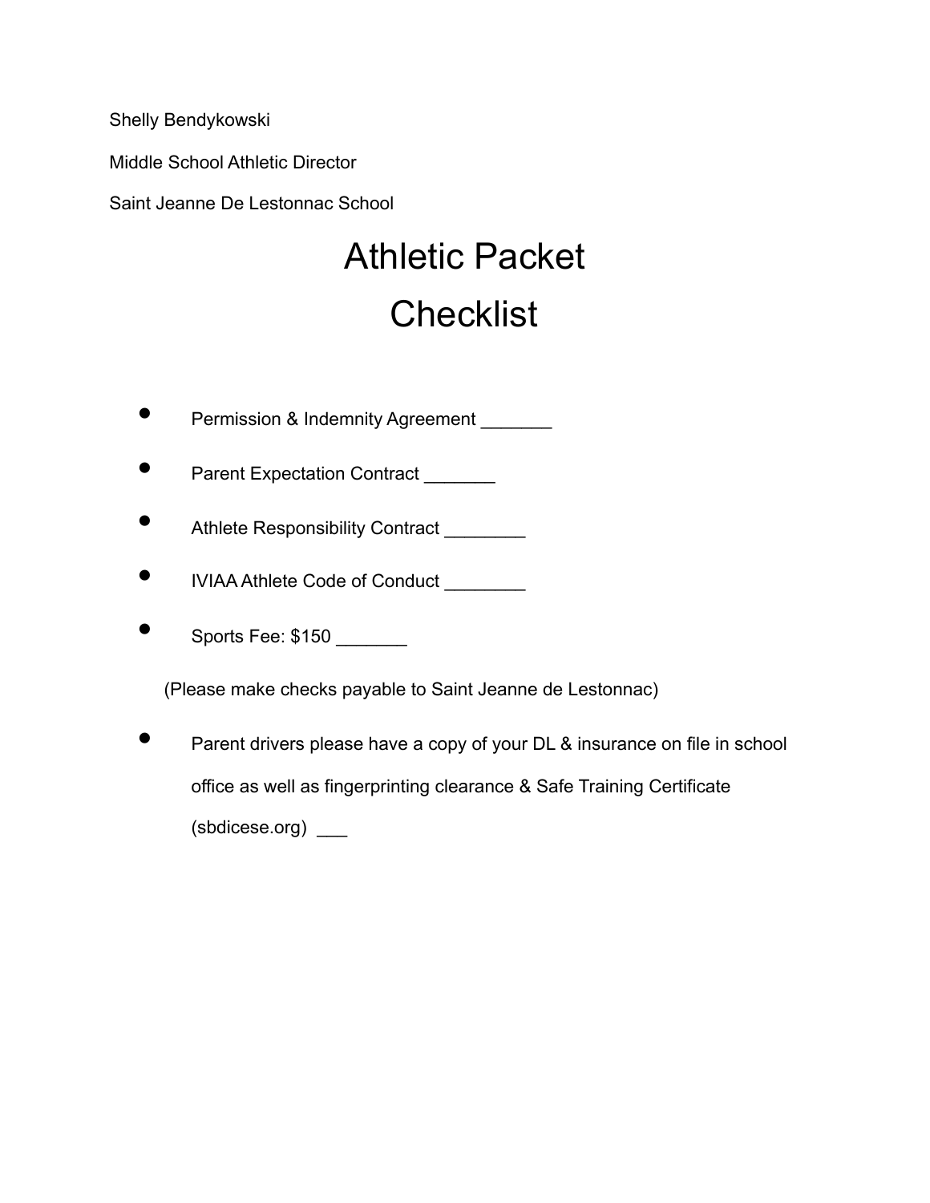Shelly Bendykowski

Middle School Athletic Director

Saint Jeanne De Lestonnac School

# Athletic Packet
# Checklist

- Permission & Indemnity Agreement _______
- Parent Expectation Contract _______
- Athlete Responsibility Contract ________
- IVIAA Athlete Code of Conduct ________
- Sports Fee: $150 _______

(Please make checks payable to Saint Jeanne de Lestonnac)

- Parent drivers please have a copy of your DL & insurance on file in school office as well as fingerprinting clearance & Safe Training Certificate (sbdicese.org) ___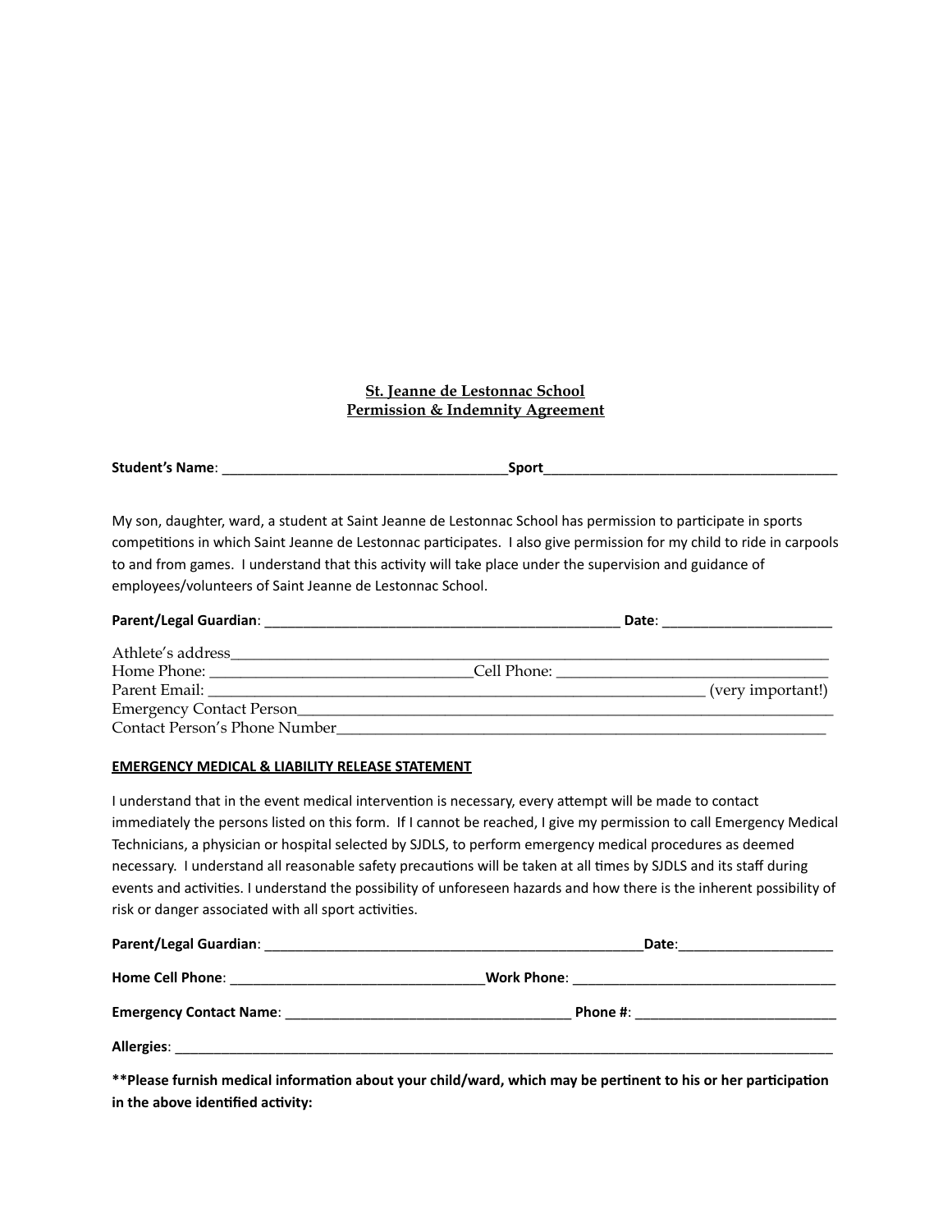**St. Jeanne de Lestonnac School**
**Permission & Indemnity Agreement**

**Student's Name**: _____________________________________**Sport**______________________________________

My son, daughter, ward, a student at Saint Jeanne de Lestonnac School has permission to participate in sports competitions in which Saint Jeanne de Lestonnac participates. I also give permission for my child to ride in carpools to and from games. I understand that this activity will take place under the supervision and guidance of employees/volunteers of Saint Jeanne de Lestonnac School.

**Parent/Legal Guardian**: _____________________________________________ **Date**: _____________________

Athlete's address_____________________________________________________________________________
Home Phone: _________________________________Cell Phone: ___________________________________
Parent Email: _____________________________________________________________ (very important!)
Emergency Contact Person______________________________________________________________________
Contact Person's Phone Number_________________________________________________________________

**EMERGENCY MEDICAL & LIABILITY RELEASE STATEMENT**

I understand that in the event medical intervention is necessary, every attempt will be made to contact immediately the persons listed on this form. If I cannot be reached, I give my permission to call Emergency Medical Technicians, a physician or hospital selected by SJDLS, to perform emergency medical procedures as deemed necessary. I understand all reasonable safety precautions will be taken at all times by SJDLS and its staff during events and activities. I understand the possibility of unforeseen hazards and how there is the inherent possibility of risk or danger associated with all sport activities.

**Parent/Legal Guardian**: _________________________________________________**Date**:____________________

**Home Cell Phone**: ________________________________**Work Phone**: __________________________________

**Emergency Contact Name**: ____________________________________ **Phone #**: __________________________

**Allergies**: _________________________________________________________________________________________

**\*\*Please furnish medical information about your child/ward, which may be pertinent to his or her participation in the above identified activity:**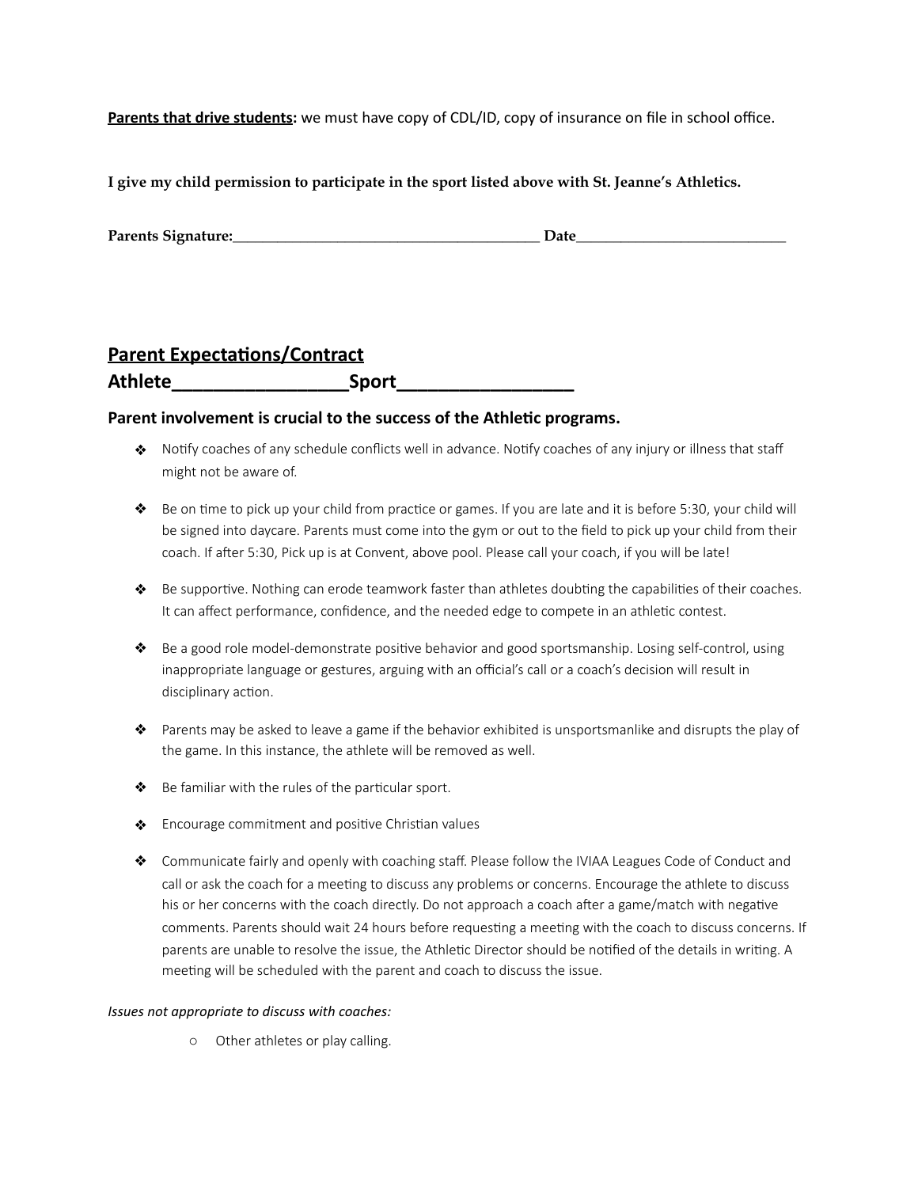**Parents that drive students:** we must have copy of CDL/ID, copy of insurance on file in school office.

**I give my child permission to participate in the sport listed above with St. Jeanne's Athletics.**

**Parents Signature:_________________________________________ Date____________________________**

## Parent Expectations/Contract

## Athlete_________________Sport_________________

### Parent involvement is crucial to the success of the Athletic programs.

- Notify coaches of any schedule conflicts well in advance. Notify coaches of any injury or illness that staff might not be aware of.
- Be on time to pick up your child from practice or games. If you are late and it is before 5:30, your child will be signed into daycare. Parents must come into the gym or out to the field to pick up your child from their coach. If after 5:30, Pick up is at Convent, above pool. Please call your coach, if you will be late!
- Be supportive. Nothing can erode teamwork faster than athletes doubting the capabilities of their coaches. It can affect performance, confidence, and the needed edge to compete in an athletic contest.
- Be a good role model-demonstrate positive behavior and good sportsmanship. Losing self-control, using inappropriate language or gestures, arguing with an official's call or a coach's decision will result in disciplinary action.
- Parents may be asked to leave a game if the behavior exhibited is unsportsmanlike and disrupts the play of the game. In this instance, the athlete will be removed as well.
- Be familiar with the rules of the particular sport.
- Encourage commitment and positive Christian values
- Communicate fairly and openly with coaching staff. Please follow the IVIAA Leagues Code of Conduct and call or ask the coach for a meeting to discuss any problems or concerns. Encourage the athlete to discuss his or her concerns with the coach directly. Do not approach a coach after a game/match with negative comments. Parents should wait 24 hours before requesting a meeting with the coach to discuss concerns. If parents are unable to resolve the issue, the Athletic Director should be notified of the details in writing. A meeting will be scheduled with the parent and coach to discuss the issue.

*Issues not appropriate to discuss with coaches:*

- Other athletes or play calling.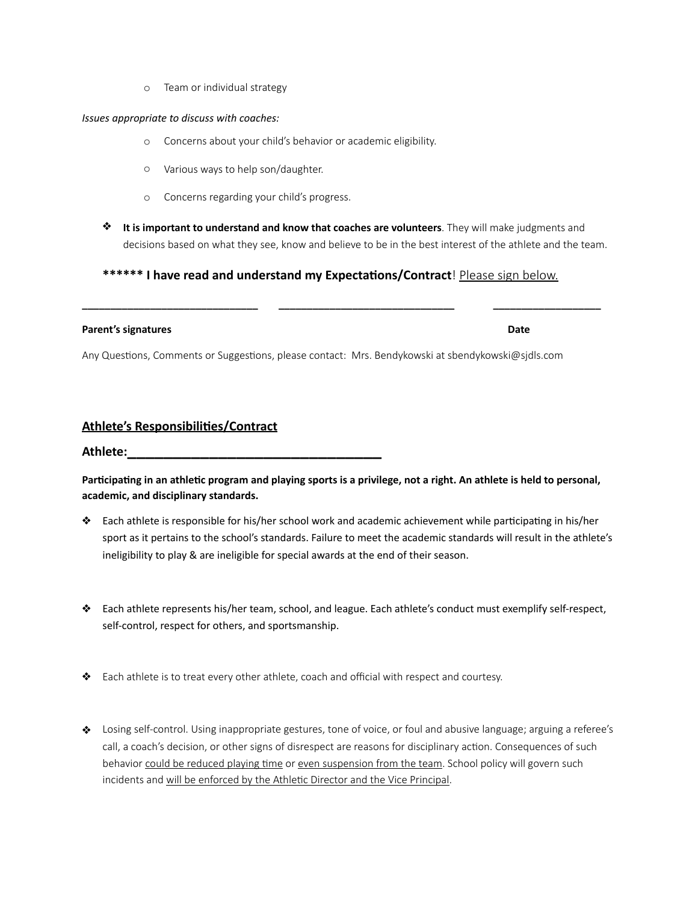- Team or individual strategy

*Issues appropriate to discuss with coaches:*

- Concerns about your child's behavior or academic eligibility.
- Various ways to help son/daughter.
- Concerns regarding your child's progress.

- **It is important to understand and know that coaches are volunteers**. They will make judgments and decisions based on what they see, know and believe to be in the best interest of the athlete and the team.

**\*\*\*\*\*\* I have read and understand my Expectations/Contract**! <u>Please sign below.</u>

\_\_\_\_\_\_\_\_\_\_\_\_\_\_\_\_\_\_\_\_\_\_\_\_\_\_\_\_ \_\_\_\_\_\_\_\_\_\_\_\_\_\_\_\_\_\_\_\_\_\_\_\_\_\_\_\_ \_\_\_\_\_\_\_\_\_\_\_\_\_\_\_\_\_

**Parent's signatures** **Date**

Any Questions, Comments or Suggestions, please contact: Mrs. Bendykowski at sbendykowski@sjdls.com

## <u>Athlete's Responsibilities/Contract</u>

**Athlete:\_\_\_\_\_\_\_\_\_\_\_\_\_\_\_\_\_\_\_\_\_\_\_\_\_\_\_\_\_\_\_\_\_\_\_\_\_**

**Participating in an athletic program and playing sports is a privilege, not a right. An athlete is held to personal, academic, and disciplinary standards.**

- Each athlete is responsible for his/her school work and academic achievement while participating in his/her sport as it pertains to the school's standards. Failure to meet the academic standards will result in the athlete's ineligibility to play & are ineligible for special awards at the end of their season.

- Each athlete represents his/her team, school, and league. Each athlete's conduct must exemplify self-respect, self-control, respect for others, and sportsmanship.

- Each athlete is to treat every other athlete, coach and official with respect and courtesy.

- Losing self-control. Using inappropriate gestures, tone of voice, or foul and abusive language; arguing a referee's call, a coach's decision, or other signs of disrespect are reasons for disciplinary action. Consequences of such behavior <u>could be reduced playing time</u> or <u>even suspension from the team</u>. School policy will govern such incidents and <u>will be enforced by the Athletic Director and the Vice Principal</u>.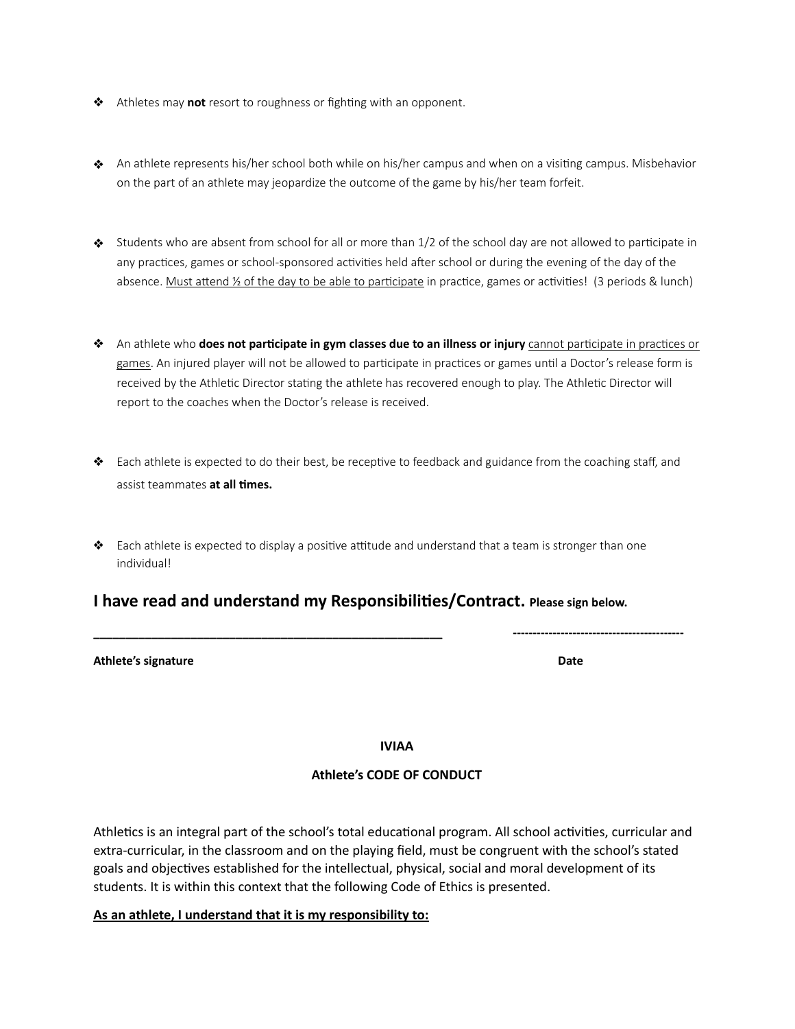- Athletes may **not** resort to roughness or fighting with an opponent.

- An athlete represents his/her school both while on his/her campus and when on a visiting campus. Misbehavior on the part of an athlete may jeopardize the outcome of the game by his/her team forfeit.

- Students who are absent from school for all or more than 1/2 of the school day are not allowed to participate in any practices, games or school-sponsored activities held after school or during the evening of the day of the absence. <u>Must attend ½ of the day to be able to participate</u> in practice, games or activities! (3 periods & lunch)

- An athlete who **does not participate in gym classes due to an illness or injury** <u>cannot participate in practices or games</u>. An injured player will not be allowed to participate in practices or games until a Doctor's release form is received by the Athletic Director stating the athlete has recovered enough to play. The Athletic Director will report to the coaches when the Doctor's release is received.

- Each athlete is expected to do their best, be receptive to feedback and guidance from the coaching staff, and assist teammates **at all times.**

- Each athlete is expected to display a positive attitude and understand that a team is stronger than one individual!

## I have read and understand my Responsibilities/Contract. **Please sign below.**

\_\_\_\_\_\_\_\_\_\_\_\_\_\_\_\_\_\_\_\_\_\_\_\_\_\_\_\_\_\_\_\_\_\_\_\_\_\_\_\_\_\_\_\_\_\_\_\_\_\_ ------------------------------------------

**Athlete's signature** **Date**

**IVIAA**

**Athlete's CODE OF CONDUCT**

Athletics is an integral part of the school's total educational program. All school activities, curricular and extra-curricular, in the classroom and on the playing field, must be congruent with the school's stated goals and objectives established for the intellectual, physical, social and moral development of its students. It is within this context that the following Code of Ethics is presented.

**<u>As an athlete, I understand that it is my responsibility to:</u>**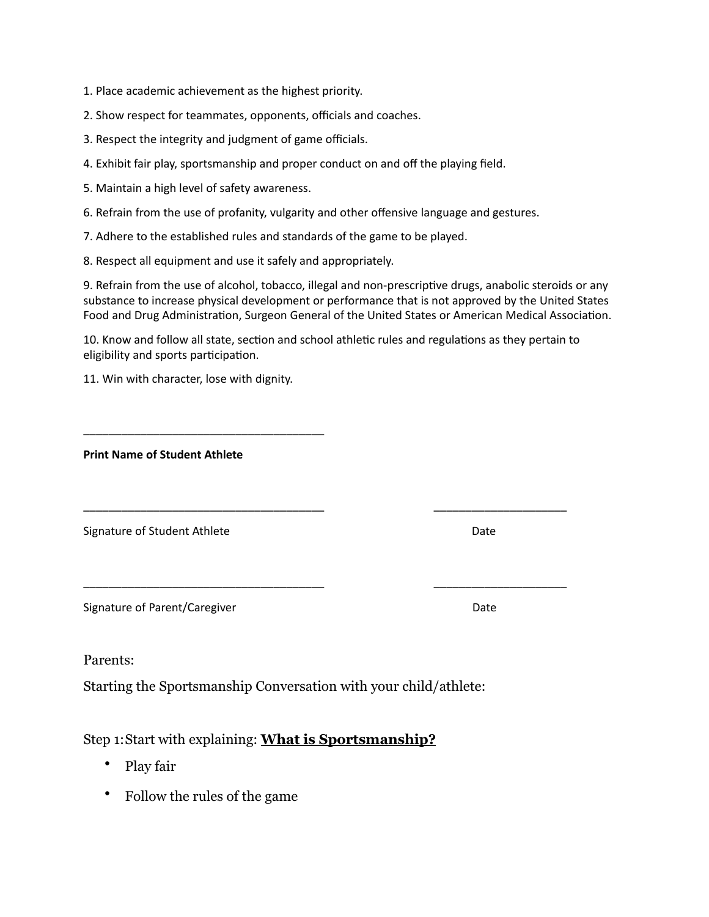1. Place academic achievement as the highest priority.
2. Show respect for teammates, opponents, officials and coaches.
3. Respect the integrity and judgment of game officials.
4. Exhibit fair play, sportsmanship and proper conduct on and off the playing field.
5. Maintain a high level of safety awareness.
6. Refrain from the use of profanity, vulgarity and other offensive language and gestures.
7. Adhere to the established rules and standards of the game to be played.
8. Respect all equipment and use it safely and appropriately.
9. Refrain from the use of alcohol, tobacco, illegal and non-prescriptive drugs, anabolic steroids or any substance to increase physical development or performance that is not approved by the United States Food and Drug Administration, Surgeon General of the United States or American Medical Association.
10. Know and follow all state, section and school athletic rules and regulations as they pertain to eligibility and sports participation.
11. Win with character, lose with dignity.

\_\_\_\_\_\_\_\_\_\_\_\_\_\_\_\_\_\_\_\_\_\_\_\_\_\_\_\_\_\_\_\_\_\_\_\_

**Print Name of Student Athlete**

\_\_\_\_\_\_\_\_\_\_\_\_\_\_\_\_\_\_\_\_\_\_\_\_\_\_\_\_\_\_\_\_\_\_\_\_ \_\_\_\_\_\_\_\_\_\_\_\_\_\_\_\_\_\_\_\_

Signature of Student Athlete Date

\_\_\_\_\_\_\_\_\_\_\_\_\_\_\_\_\_\_\_\_\_\_\_\_\_\_\_\_\_\_\_\_\_\_\_\_ \_\_\_\_\_\_\_\_\_\_\_\_\_\_\_\_\_\_\_\_

Signature of Parent/Caregiver Date

Parents:

Starting the Sportsmanship Conversation with your child/athlete:

Step 1: Start with explaining: **What is Sportsmanship?**

- Play fair
- Follow the rules of the game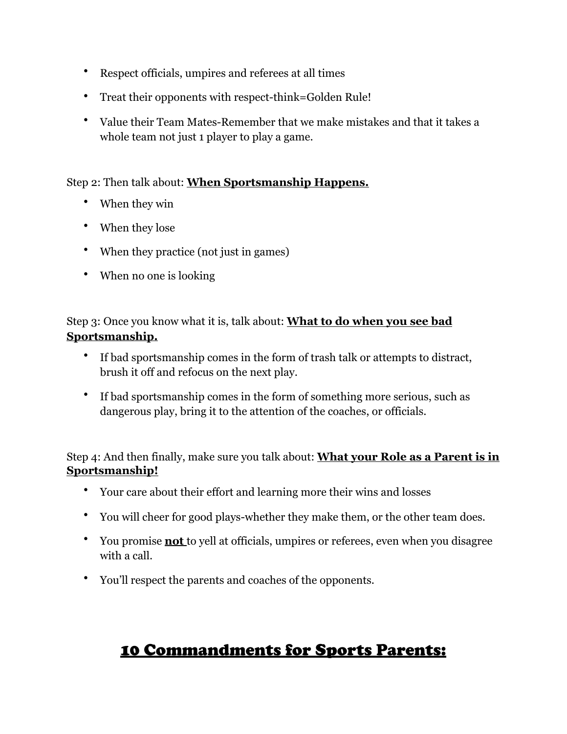- Respect officials, umpires and referees at all times
- Treat their opponents with respect-think=Golden Rule!
- Value their Team Mates-Remember that we make mistakes and that it takes a whole team not just 1 player to play a game.

Step 2: Then talk about: **<u>When Sportsmanship Happens.</u>**

- When they win
- When they lose
- When they practice (not just in games)
- When no one is looking

Step 3: Once you know what it is, talk about: **<u>What to do when you see bad Sportsmanship.</u>**

- If bad sportsmanship comes in the form of trash talk or attempts to distract, brush it off and refocus on the next play.
- If bad sportsmanship comes in the form of something more serious, such as dangerous play, bring it to the attention of the coaches, or officials.

Step 4: And then finally, make sure you talk about: **<u>What your Role as a Parent is in Sportsmanship!</u>**

- Your care about their effort and learning more their wins and losses
- You will cheer for good plays-whether they make them, or the other team does.
- You promise **<u>not</u>** to yell at officials, umpires or referees, even when you disagree with a call.
- You'll respect the parents and coaches of the opponents.

## <u>10 Commandments for Sports Parents:</u>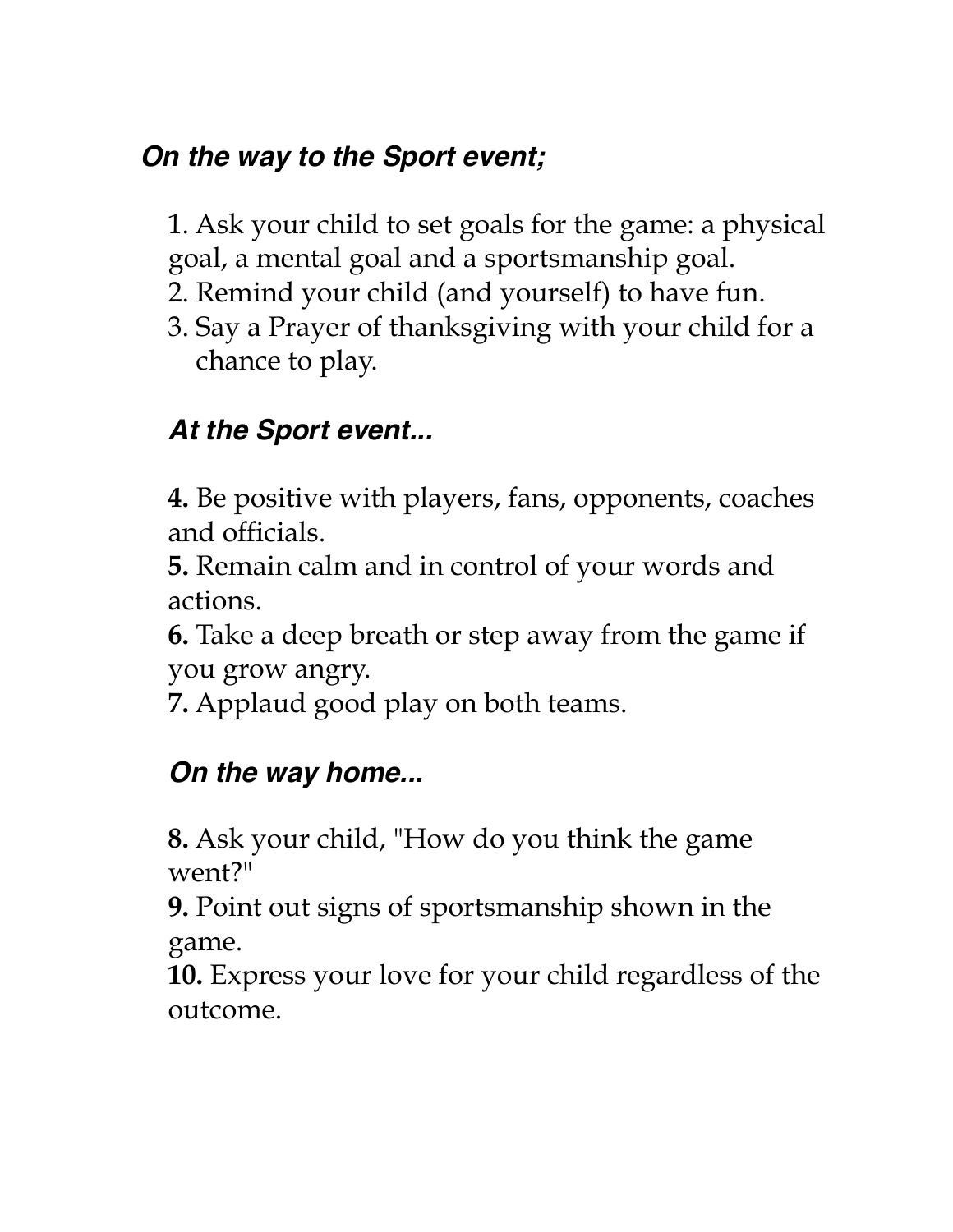### *On the way to the Sport event;*

1. Ask your child to set goals for the game: a physical goal, a mental goal and a sportsmanship goal.
2. Remind your child (and yourself) to have fun.
3. Say a Prayer of thanksgiving with your child for a chance to play.

### *At the Sport event...*

**4.** Be positive with players, fans, opponents, coaches and officials.
**5.** Remain calm and in control of your words and actions.
**6.** Take a deep breath or step away from the game if you grow angry.
**7.** Applaud good play on both teams.

### *On the way home...*

**8.** Ask your child, "How do you think the game went?"
**9.** Point out signs of sportsmanship shown in the game.
**10.** Express your love for your child regardless of the outcome.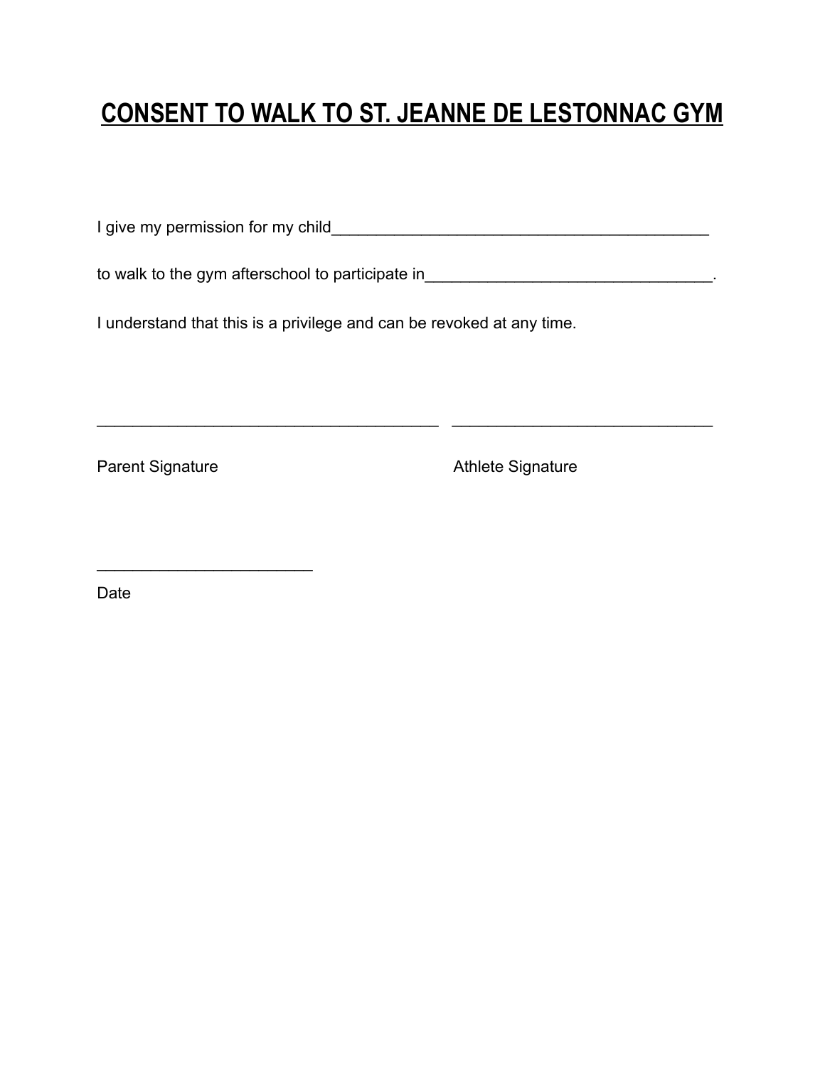# CONSENT TO WALK TO ST. JEANNE DE LESTONNAC GYM

I give my permission for my child___________________________________________

to walk to the gym afterschool to participate in________________________________.

I understand that this is a privilege and can be revoked at any time.

_______________________________________ ______________________________

Parent Signature Athlete Signature

_________________________

Date